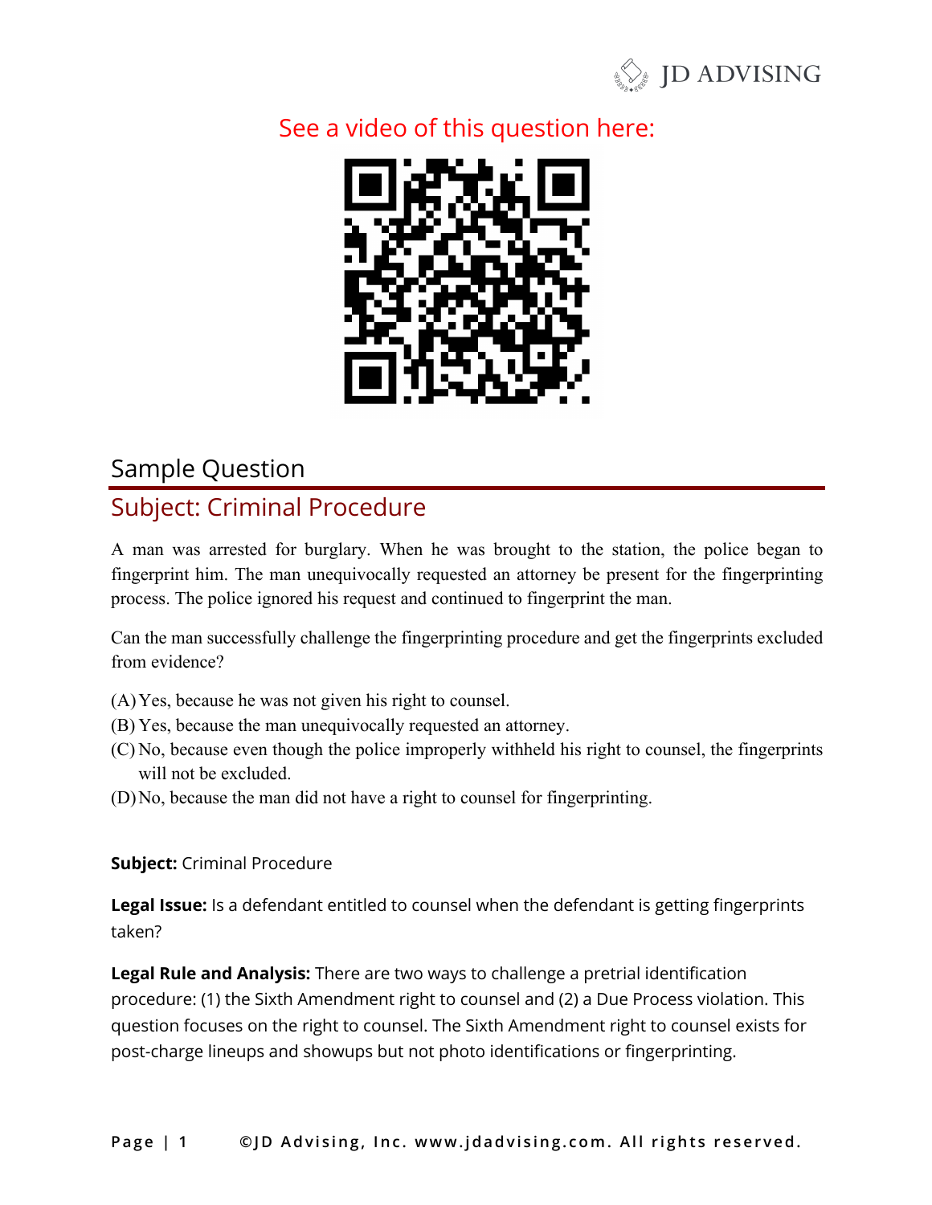See a video of this question here:

## Sample Question

## Subject: Criminal Procedure

A man was arrested for burglary. When he was brought to the station, the police began to fingerprint him. The man unequivocally requested an attorney be present for the fingerprinting process. The police ignored his request and continued to fingerprint the man.

Can the man successfully challenge the fingerprinting procedure and get the fingerprints excluded from evidence?

(A) Yes, because he was not given his right to counsel.
(B) Yes, because the man unequivocally requested an attorney.
(C) No, because even though the police improperly withheld his right to counsel, the fingerprints will not be excluded.
(D) No, because the man did not have a right to counsel for fingerprinting.

**Subject:** Criminal Procedure

**Legal Issue:** Is a defendant entitled to counsel when the defendant is getting fingerprints taken?

**Legal Rule and Analysis:** There are two ways to challenge a pretrial identification procedure: (1) the Sixth Amendment right to counsel and (2) a Due Process violation. This question focuses on the right to counsel. The Sixth Amendment right to counsel exists for post-charge lineups and showups but not photo identifications or fingerprinting.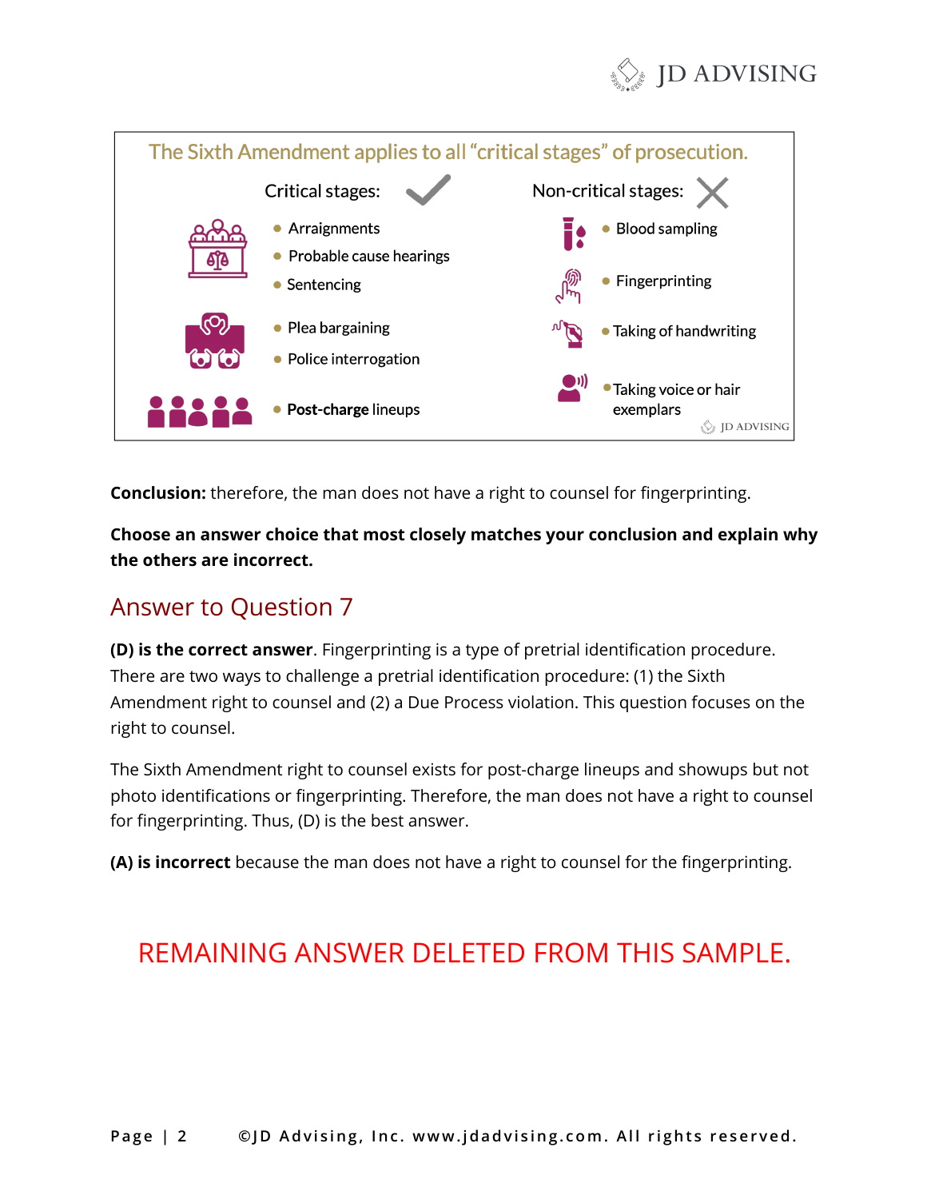The Sixth Amendment applies to all "critical stages" of prosecution.

Critical stages:

- Arraignments
- Probable cause hearings
- Sentencing
- Plea bargaining
- Police interrogation
- **Post-charge** lineups

Non-critical stages:

- Blood sampling
- Fingerprinting
- Taking of handwriting
- Taking voice or hair exemplars

**Conclusion:** therefore, the man does not have a right to counsel for fingerprinting.

**Choose an answer choice that most closely matches your conclusion and explain why the others are incorrect.**

## Answer to Question 7

**(D) is the correct answer**. Fingerprinting is a type of pretrial identification procedure. There are two ways to challenge a pretrial identification procedure: (1) the Sixth Amendment right to counsel and (2) a Due Process violation. This question focuses on the right to counsel.

The Sixth Amendment right to counsel exists for post-charge lineups and showups but not photo identifications or fingerprinting. Therefore, the man does not have a right to counsel for fingerprinting. Thus, (D) is the best answer.

**(A) is incorrect** because the man does not have a right to counsel for the fingerprinting.

REMAINING ANSWER DELETED FROM THIS SAMPLE.